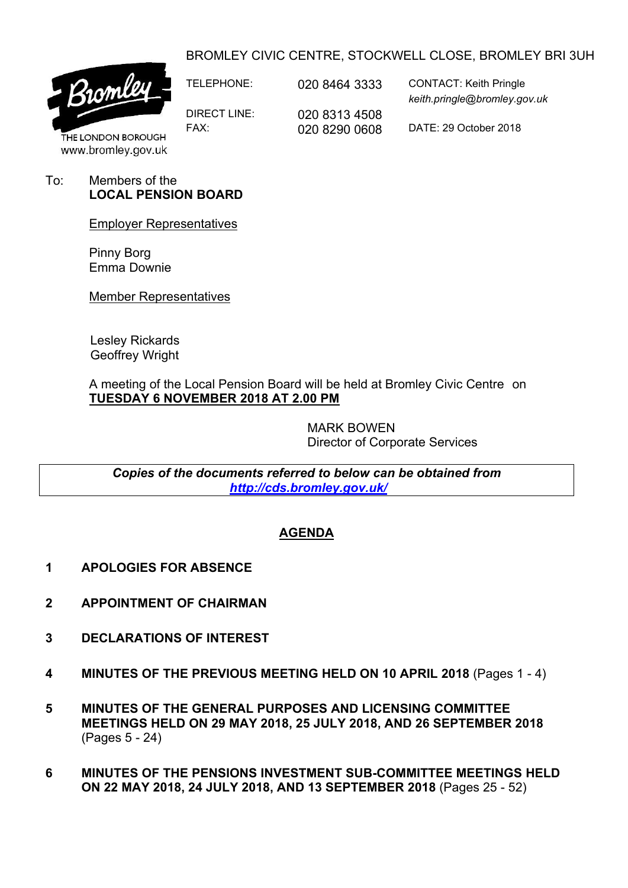BROMLEY CIVIC CENTRE, STOCKWELL CLOSE, BROMLEY BRI 3UH

THE LONDON BOROUGH
www.bromley.gov.uk

TELEPHONE: 020 8464 3333

CONTACT: Keith Pringle
*keith.pringle@bromley.gov.uk*

DIRECT LINE: 020 8313 4508
FAX: 020 8290 0608

DATE: 29 October 2018

To: Members of the
**LOCAL PENSION BOARD**

Employer Representatives

Pinny Borg
Emma Downie

Member Representatives

Lesley Rickards
Geoffrey Wright

A meeting of the Local Pension Board will be held at Bromley Civic Centre on **TUESDAY 6 NOVEMBER 2018 AT 2.00 PM**

MARK BOWEN
Director of Corporate Services

***Copies of the documents referred to below can be obtained from [http://cds.bromley.gov.uk/](http://cds.bromley.gov.uk/)***

## AGENDA

1. **APOLOGIES FOR ABSENCE**

2. **APPOINTMENT OF CHAIRMAN**

3. **DECLARATIONS OF INTEREST**

4. **MINUTES OF THE PREVIOUS MEETING HELD ON 10 APRIL 2018** (Pages 1 - 4)

5. **MINUTES OF THE GENERAL PURPOSES AND LICENSING COMMITTEE MEETINGS HELD ON 29 MAY 2018, 25 JULY 2018, AND 26 SEPTEMBER 2018** (Pages 5 - 24)

6. **MINUTES OF THE PENSIONS INVESTMENT SUB-COMMITTEE MEETINGS HELD ON 22 MAY 2018, 24 JULY 2018, AND 13 SEPTEMBER 2018** (Pages 25 - 52)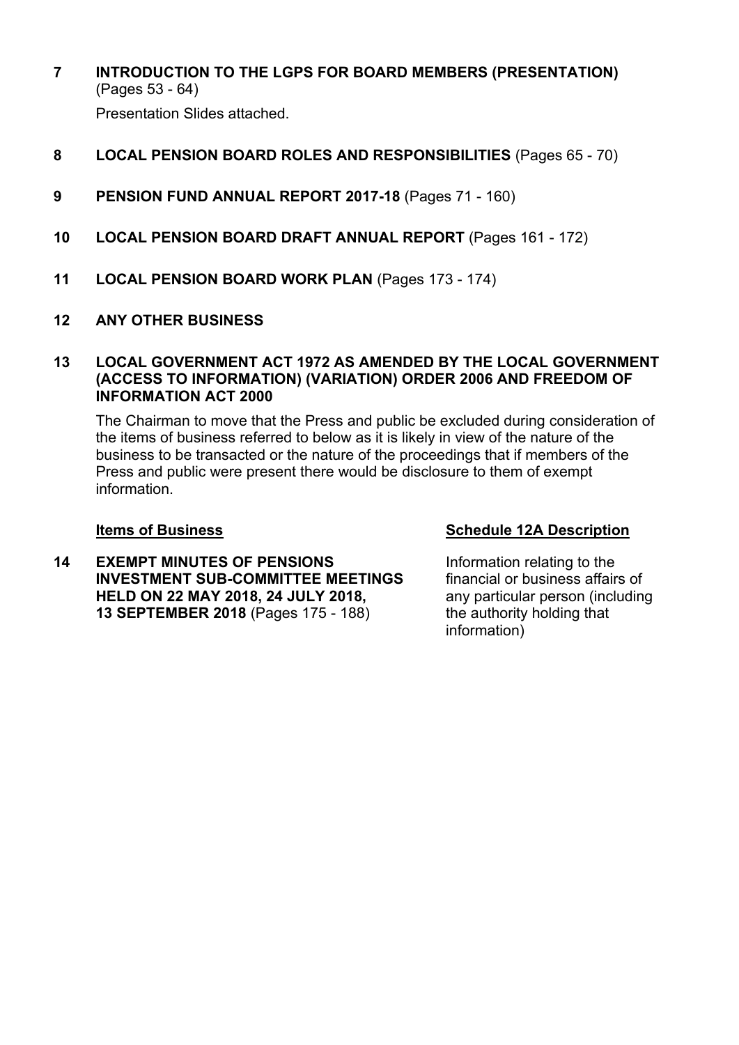**7 INTRODUCTION TO THE LGPS FOR BOARD MEMBERS (PRESENTATION)** (Pages 53 - 64)

Presentation Slides attached.

**8 LOCAL PENSION BOARD ROLES AND RESPONSIBILITIES** (Pages 65 - 70)

**9 PENSION FUND ANNUAL REPORT 2017-18** (Pages 71 - 160)

**10 LOCAL PENSION BOARD DRAFT ANNUAL REPORT** (Pages 161 - 172)

**11 LOCAL PENSION BOARD WORK PLAN** (Pages 173 - 174)

**12 ANY OTHER BUSINESS**

**13 LOCAL GOVERNMENT ACT 1972 AS AMENDED BY THE LOCAL GOVERNMENT (ACCESS TO INFORMATION) (VARIATION) ORDER 2006 AND FREEDOM OF INFORMATION ACT 2000**

The Chairman to move that the Press and public be excluded during consideration of the items of business referred to below as it is likely in view of the nature of the business to be transacted or the nature of the proceedings that if members of the Press and public were present there would be disclosure to them of exempt information.

| Items of Business | Schedule 12A Description |
| --- | --- |
| **14 EXEMPT MINUTES OF PENSIONS INVESTMENT SUB-COMMITTEE MEETINGS HELD ON 22 MAY 2018, 24 JULY 2018, 13 SEPTEMBER 2018** (Pages 175 - 188) | Information relating to the financial or business affairs of any particular person (including the authority holding that information) |